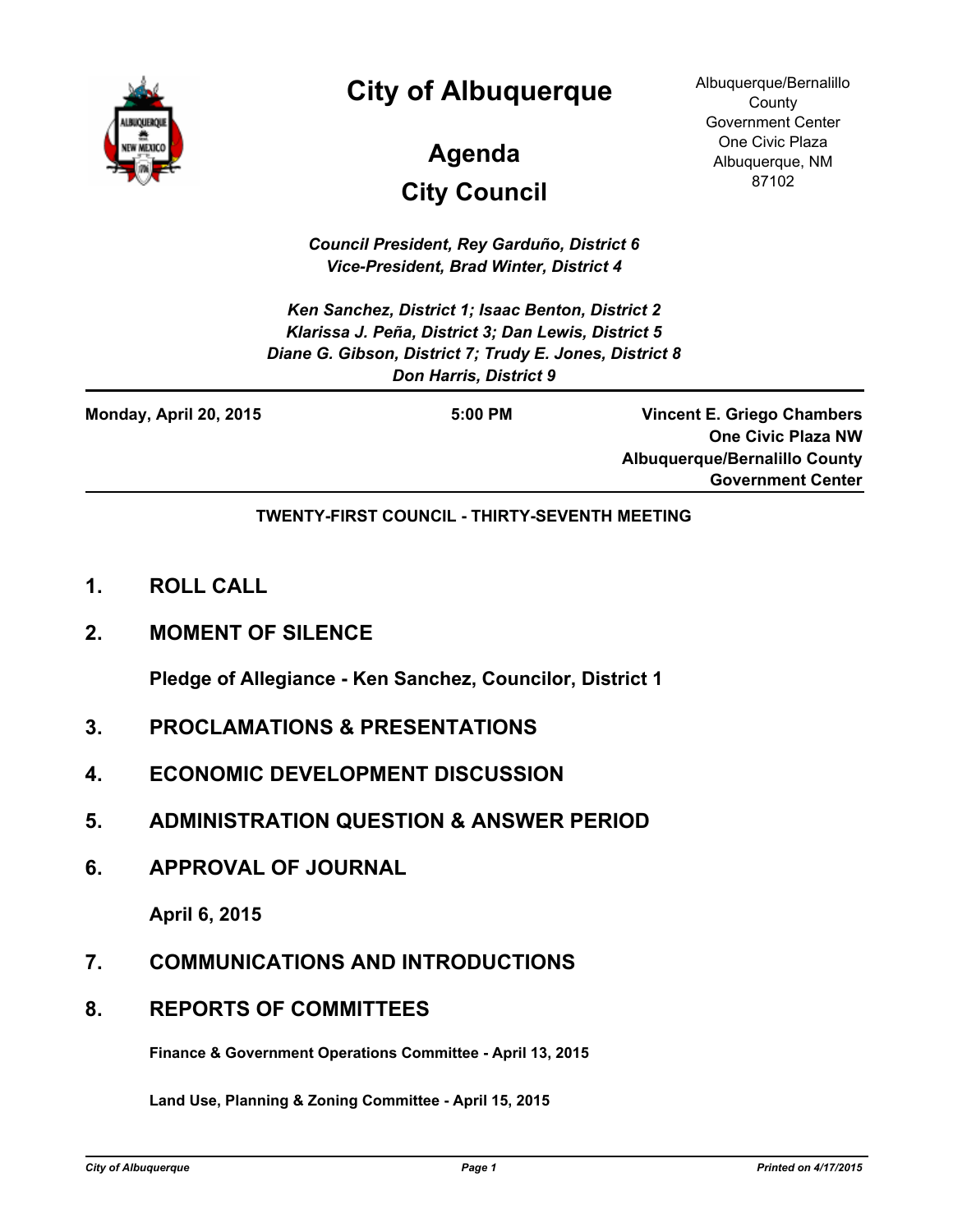# City of Albuquerque

## Agenda

## City Council

Albuquerque/Bernalillo County Government Center
One Civic Plaza
Albuquerque, NM 87102

*Council President, Rey Garduño, District 6*
*Vice-President, Brad Winter, District 4*

*Ken Sanchez, District 1; Isaac Benton, District 2*
*Klarissa J. Peña, District 3; Dan Lewis, District 5*
*Diane G. Gibson, District 7; Trudy E. Jones, District 8*
*Don Harris, District 9*

---

**Monday, April 20, 2015** | **5:00 PM** | **Vincent E. Griego Chambers, One Civic Plaza NW, Albuquerque/Bernalillo County Government Center**

---

**TWENTY-FIRST COUNCIL - THIRTY-SEVENTH MEETING**

## 1. ROLL CALL

## 2. MOMENT OF SILENCE

**Pledge of Allegiance - Ken Sanchez, Councilor, District 1**

## 3. PROCLAMATIONS & PRESENTATIONS

## 4. ECONOMIC DEVELOPMENT DISCUSSION

## 5. ADMINISTRATION QUESTION & ANSWER PERIOD

## 6. APPROVAL OF JOURNAL

**April 6, 2015**

## 7. COMMUNICATIONS AND INTRODUCTIONS

## 8. REPORTS OF COMMITTEES

**Finance & Government Operations Committee - April 13, 2015**

**Land Use, Planning & Zoning Committee - April 15, 2015**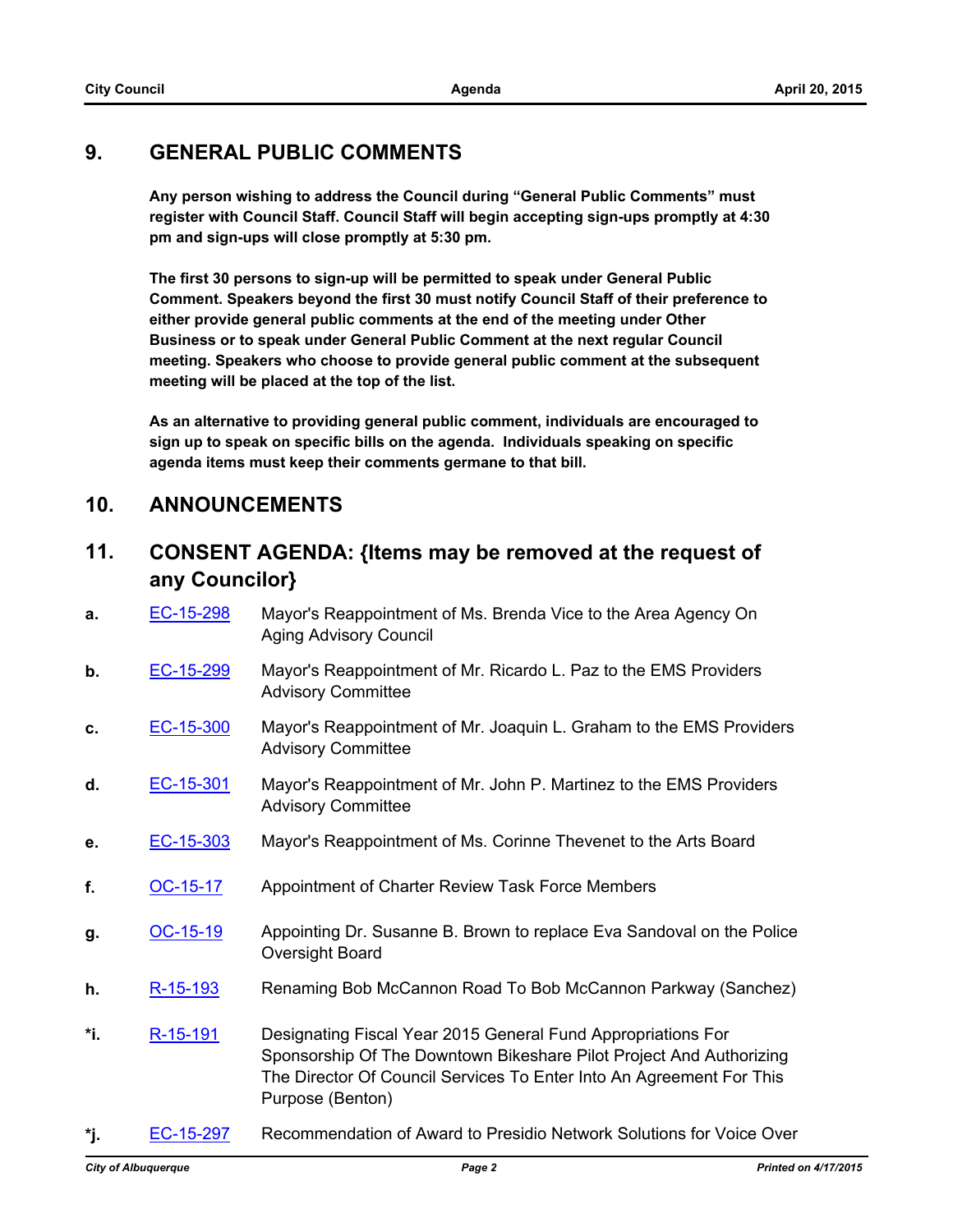## 9. GENERAL PUBLIC COMMENTS

**Any person wishing to address the Council during "General Public Comments" must register with Council Staff. Council Staff will begin accepting sign-ups promptly at 4:30 pm and sign-ups will close promptly at 5:30 pm.**

**The first 30 persons to sign-up will be permitted to speak under General Public Comment. Speakers beyond the first 30 must notify Council Staff of their preference to either provide general public comments at the end of the meeting under Other Business or to speak under General Public Comment at the next regular Council meeting. Speakers who choose to provide general public comment at the subsequent meeting will be placed at the top of the list.**

**As an alternative to providing general public comment, individuals are encouraged to sign up to speak on specific bills on the agenda. Individuals speaking on specific agenda items must keep their comments germane to that bill.**

## 10. ANNOUNCEMENTS

## 11. CONSENT AGENDA: {Items may be removed at the request of any Councilor}

**a.** EC-15-298 Mayor's Reappointment of Ms. Brenda Vice to the Area Agency On Aging Advisory Council

**b.** EC-15-299 Mayor's Reappointment of Mr. Ricardo L. Paz to the EMS Providers Advisory Committee

**c.** EC-15-300 Mayor's Reappointment of Mr. Joaquin L. Graham to the EMS Providers Advisory Committee

**d.** EC-15-301 Mayor's Reappointment of Mr. John P. Martinez to the EMS Providers Advisory Committee

**e.** EC-15-303 Mayor's Reappointment of Ms. Corinne Thevenet to the Arts Board

**f.** OC-15-17 Appointment of Charter Review Task Force Members

**g.** OC-15-19 Appointing Dr. Susanne B. Brown to replace Eva Sandoval on the Police Oversight Board

**h.** R-15-193 Renaming Bob McCannon Road To Bob McCannon Parkway (Sanchez)

***i.** R-15-191 Designating Fiscal Year 2015 General Fund Appropriations For Sponsorship Of The Downtown Bikeshare Pilot Project And Authorizing The Director Of Council Services To Enter Into An Agreement For This Purpose (Benton)

***j.** EC-15-297 Recommendation of Award to Presidio Network Solutions for Voice Over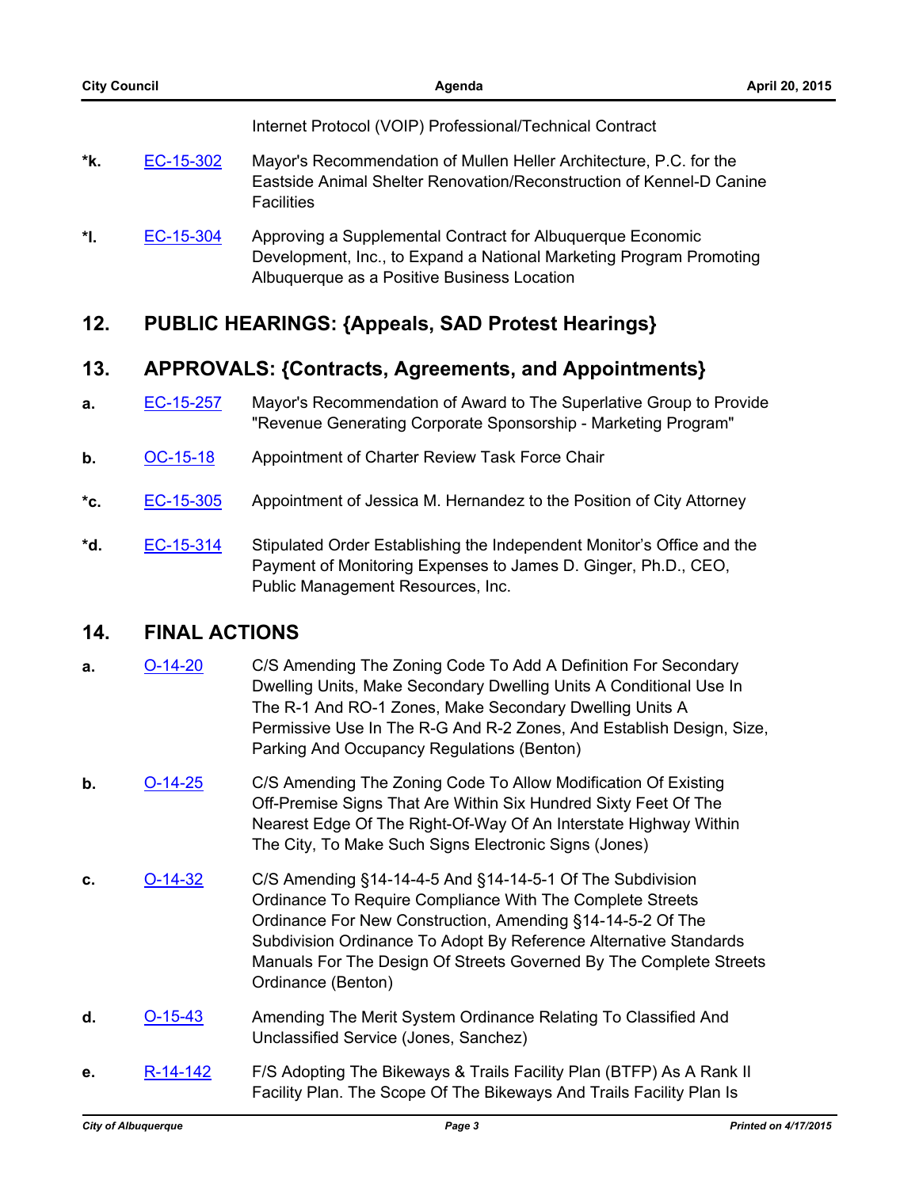Internet Protocol (VOIP) Professional/Technical Contract

*k. EC-15-302 Mayor's Recommendation of Mullen Heller Architecture, P.C. for the Eastside Animal Shelter Renovation/Reconstruction of Kennel-D Canine Facilities

*l. EC-15-304 Approving a Supplemental Contract for Albuquerque Economic Development, Inc., to Expand a National Marketing Program Promoting Albuquerque as a Positive Business Location

## 12. PUBLIC HEARINGS: {Appeals, SAD Protest Hearings}

## 13. APPROVALS: {Contracts, Agreements, and Appointments}

a. EC-15-257 Mayor's Recommendation of Award to The Superlative Group to Provide "Revenue Generating Corporate Sponsorship - Marketing Program"

b. OC-15-18 Appointment of Charter Review Task Force Chair

*c. EC-15-305 Appointment of Jessica M. Hernandez to the Position of City Attorney

*d. EC-15-314 Stipulated Order Establishing the Independent Monitor's Office and the Payment of Monitoring Expenses to James D. Ginger, Ph.D., CEO, Public Management Resources, Inc.

## 14. FINAL ACTIONS

a. O-14-20 C/S Amending The Zoning Code To Add A Definition For Secondary Dwelling Units, Make Secondary Dwelling Units A Conditional Use In The R-1 And RO-1 Zones, Make Secondary Dwelling Units A Permissive Use In The R-G And R-2 Zones, And Establish Design, Size, Parking And Occupancy Regulations (Benton)

b. O-14-25 C/S Amending The Zoning Code To Allow Modification Of Existing Off-Premise Signs That Are Within Six Hundred Sixty Feet Of The Nearest Edge Of The Right-Of-Way Of An Interstate Highway Within The City, To Make Such Signs Electronic Signs (Jones)

c. O-14-32 C/S Amending §14-14-4-5 And §14-14-5-1 Of The Subdivision Ordinance To Require Compliance With The Complete Streets Ordinance For New Construction, Amending §14-14-5-2 Of The Subdivision Ordinance To Adopt By Reference Alternative Standards Manuals For The Design Of Streets Governed By The Complete Streets Ordinance (Benton)

d. O-15-43 Amending The Merit System Ordinance Relating To Classified And Unclassified Service (Jones, Sanchez)

e. R-14-142 F/S Adopting The Bikeways & Trails Facility Plan (BTFP) As A Rank II Facility Plan. The Scope Of The Bikeways And Trails Facility Plan Is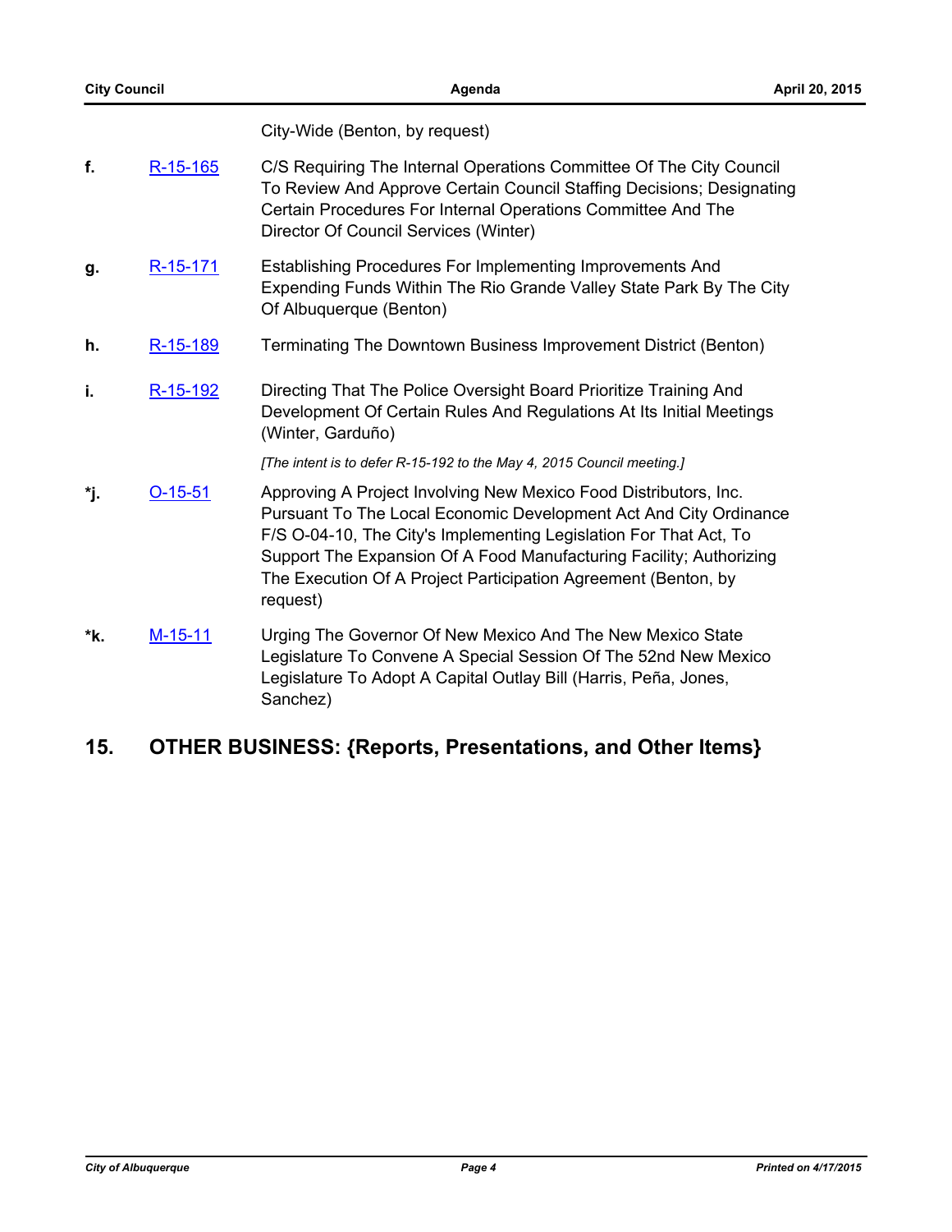City-Wide (Benton, by request)

**f.** R-15-165 C/S Requiring The Internal Operations Committee Of The City Council To Review And Approve Certain Council Staffing Decisions; Designating Certain Procedures For Internal Operations Committee And The Director Of Council Services (Winter)

**g.** R-15-171 Establishing Procedures For Implementing Improvements And Expending Funds Within The Rio Grande Valley State Park By The City Of Albuquerque (Benton)

**h.** R-15-189 Terminating The Downtown Business Improvement District (Benton)

**i.** R-15-192 Directing That The Police Oversight Board Prioritize Training And Development Of Certain Rules And Regulations At Its Initial Meetings (Winter, Garduño)

*[The intent is to defer R-15-192 to the May 4, 2015 Council meeting.]*

**\*j.** O-15-51 Approving A Project Involving New Mexico Food Distributors, Inc. Pursuant To The Local Economic Development Act And City Ordinance F/S O-04-10, The City's Implementing Legislation For That Act, To Support The Expansion Of A Food Manufacturing Facility; Authorizing The Execution Of A Project Participation Agreement (Benton, by request)

**\*k.** M-15-11 Urging The Governor Of New Mexico And The New Mexico State Legislature To Convene A Special Session Of The 52nd New Mexico Legislature To Adopt A Capital Outlay Bill (Harris, Peña, Jones, Sanchez)

## 15. OTHER BUSINESS: {Reports, Presentations, and Other Items}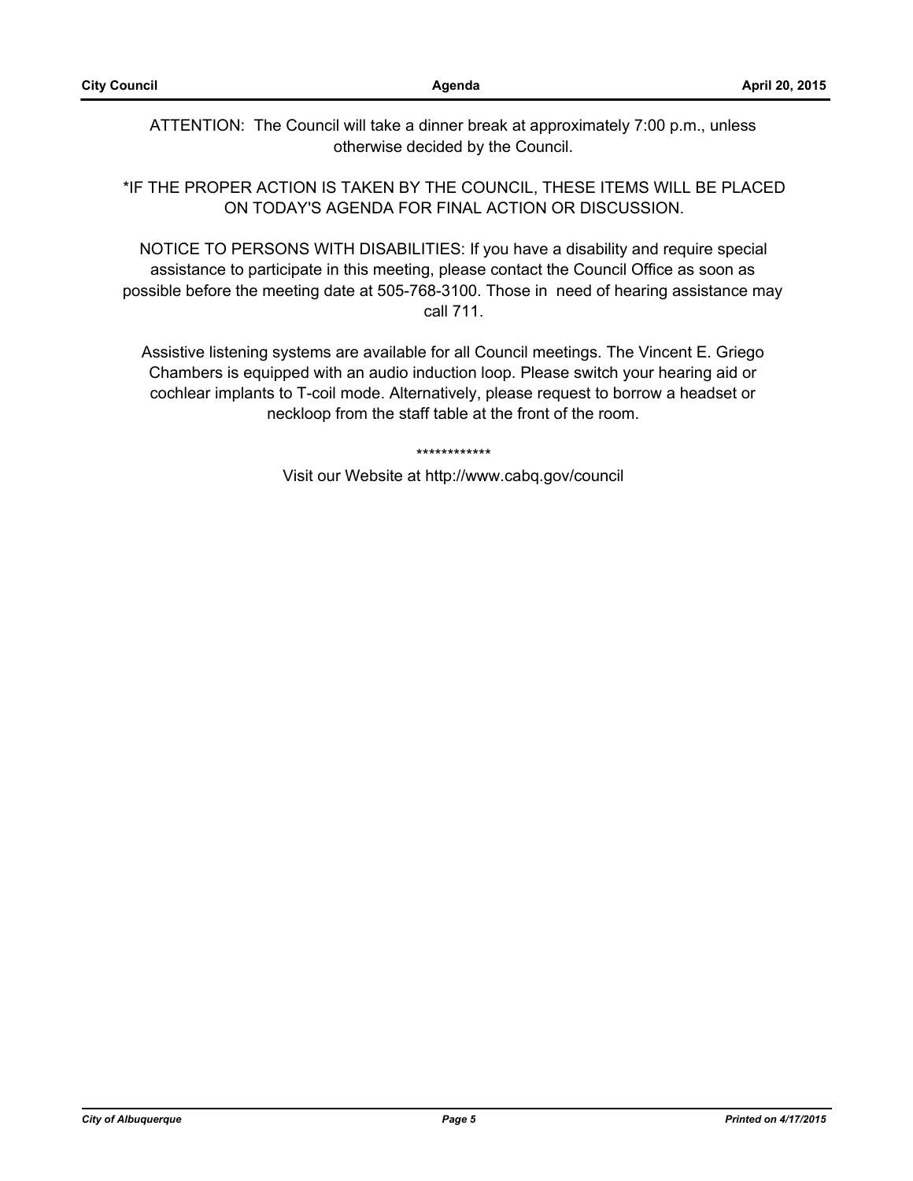ATTENTION: The Council will take a dinner break at approximately 7:00 p.m., unless otherwise decided by the Council.

*IF THE PROPER ACTION IS TAKEN BY THE COUNCIL, THESE ITEMS WILL BE PLACED ON TODAY'S AGENDA FOR FINAL ACTION OR DISCUSSION.

NOTICE TO PERSONS WITH DISABILITIES: If you have a disability and require special assistance to participate in this meeting, please contact the Council Office as soon as possible before the meeting date at 505-768-3100. Those in need of hearing assistance may call 711.

Assistive listening systems are available for all Council meetings. The Vincent E. Griego Chambers is equipped with an audio induction loop. Please switch your hearing aid or cochlear implants to T-coil mode. Alternatively, please request to borrow a headset or neckloop from the staff table at the front of the room.

************

Visit our Website at http://www.cabq.gov/council